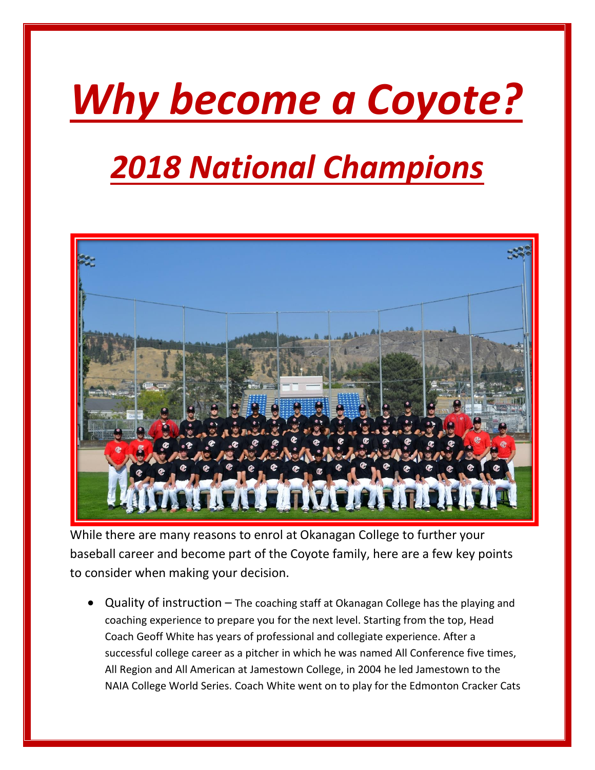# *Why become a Coyote?*

## *2018 National Champions*

While there are many reasons to enrol at Okanagan College to further your baseball career and become part of the Coyote family, here are a few key points to consider when making your decision.

- Quality of instruction – The coaching staff at Okanagan College has the playing and coaching experience to prepare you for the next level. Starting from the top, Head Coach Geoff White has years of professional and collegiate experience. After a successful college career as a pitcher in which he was named All Conference five times, All Region and All American at Jamestown College, in 2004 he led Jamestown to the NAIA College World Series. Coach White went on to play for the Edmonton Cracker Cats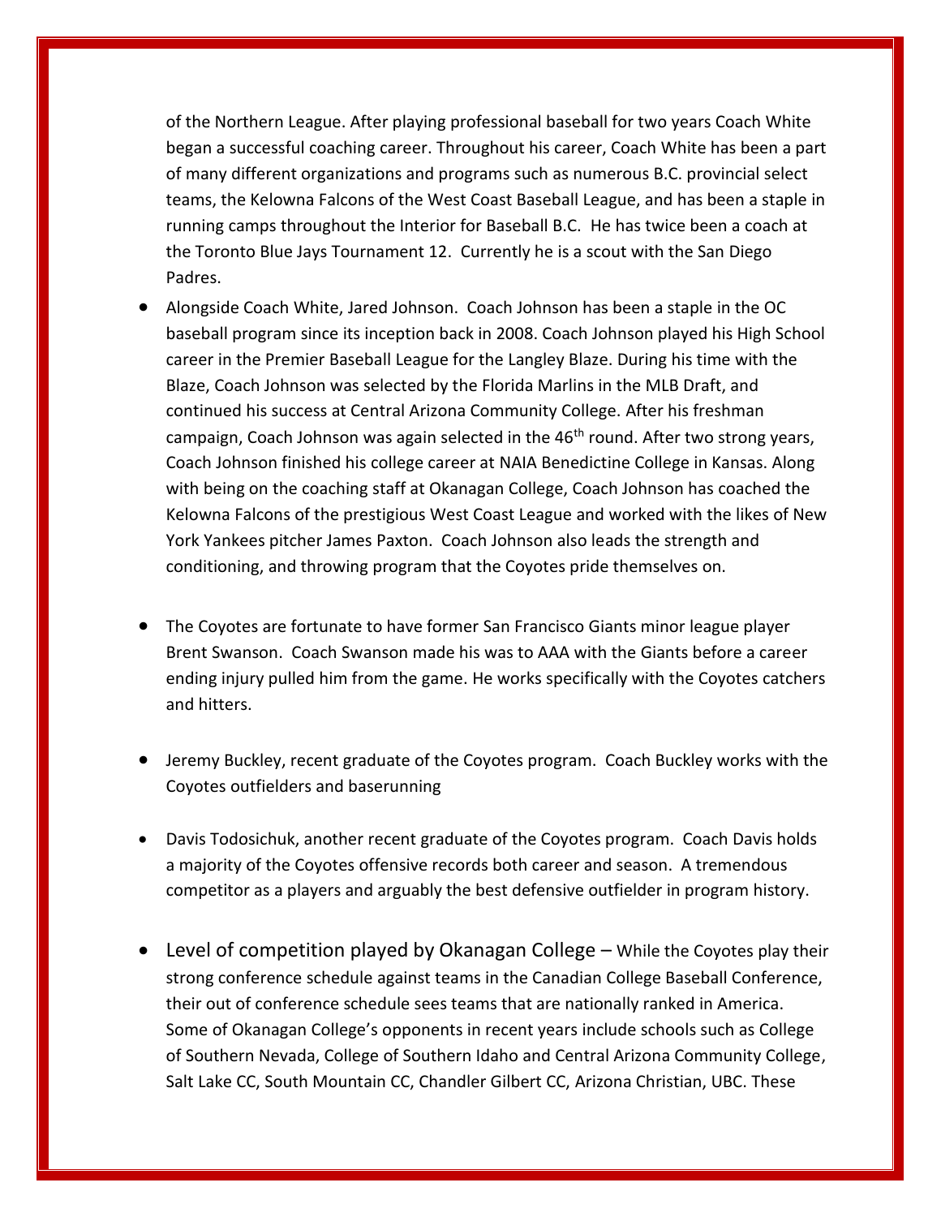of the Northern League. After playing professional baseball for two years Coach White began a successful coaching career. Throughout his career, Coach White has been a part of many different organizations and programs such as numerous B.C. provincial select teams, the Kelowna Falcons of the West Coast Baseball League, and has been a staple in running camps throughout the Interior for Baseball B.C. He has twice been a coach at the Toronto Blue Jays Tournament 12. Currently he is a scout with the San Diego Padres.

- Alongside Coach White, Jared Johnson. Coach Johnson has been a staple in the OC baseball program since its inception back in 2008. Coach Johnson played his High School career in the Premier Baseball League for the Langley Blaze. During his time with the Blaze, Coach Johnson was selected by the Florida Marlins in the MLB Draft, and continued his success at Central Arizona Community College. After his freshman campaign, Coach Johnson was again selected in the 46th round. After two strong years, Coach Johnson finished his college career at NAIA Benedictine College in Kansas. Along with being on the coaching staff at Okanagan College, Coach Johnson has coached the Kelowna Falcons of the prestigious West Coast League and worked with the likes of New York Yankees pitcher James Paxton. Coach Johnson also leads the strength and conditioning, and throwing program that the Coyotes pride themselves on.

- The Coyotes are fortunate to have former San Francisco Giants minor league player Brent Swanson. Coach Swanson made his was to AAA with the Giants before a career ending injury pulled him from the game. He works specifically with the Coyotes catchers and hitters.

- Jeremy Buckley, recent graduate of the Coyotes program. Coach Buckley works with the Coyotes outfielders and baserunning

- Davis Todosichuk, another recent graduate of the Coyotes program. Coach Davis holds a majority of the Coyotes offensive records both career and season. A tremendous competitor as a players and arguably the best defensive outfielder in program history.

- Level of competition played by Okanagan College – While the Coyotes play their strong conference schedule against teams in the Canadian College Baseball Conference, their out of conference schedule sees teams that are nationally ranked in America. Some of Okanagan College's opponents in recent years include schools such as College of Southern Nevada, College of Southern Idaho and Central Arizona Community College, Salt Lake CC, South Mountain CC, Chandler Gilbert CC, Arizona Christian, UBC. These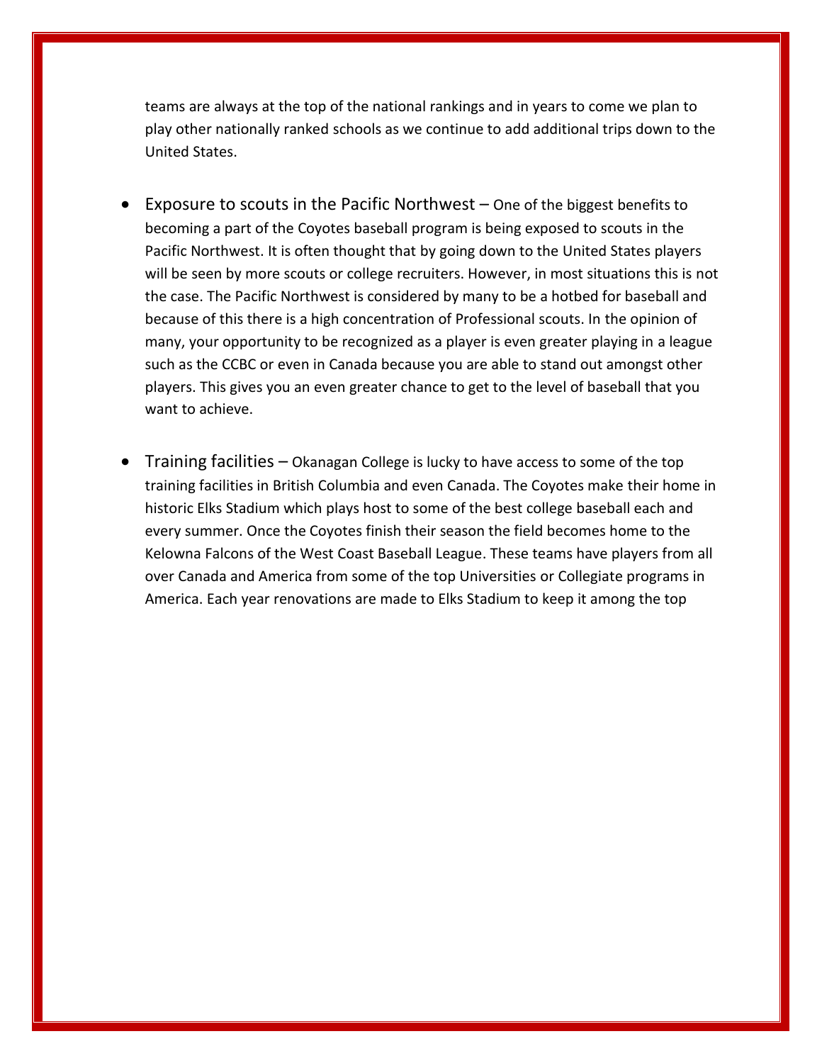teams are always at the top of the national rankings and in years to come we plan to play other nationally ranked schools as we continue to add additional trips down to the United States.

- Exposure to scouts in the Pacific Northwest – One of the biggest benefits to becoming a part of the Coyotes baseball program is being exposed to scouts in the Pacific Northwest. It is often thought that by going down to the United States players will be seen by more scouts or college recruiters. However, in most situations this is not the case. The Pacific Northwest is considered by many to be a hotbed for baseball and because of this there is a high concentration of Professional scouts. In the opinion of many, your opportunity to be recognized as a player is even greater playing in a league such as the CCBC or even in Canada because you are able to stand out amongst other players. This gives you an even greater chance to get to the level of baseball that you want to achieve.

- Training facilities – Okanagan College is lucky to have access to some of the top training facilities in British Columbia and even Canada. The Coyotes make their home in historic Elks Stadium which plays host to some of the best college baseball each and every summer. Once the Coyotes finish their season the field becomes home to the Kelowna Falcons of the West Coast Baseball League. These teams have players from all over Canada and America from some of the top Universities or Collegiate programs in America. Each year renovations are made to Elks Stadium to keep it among the top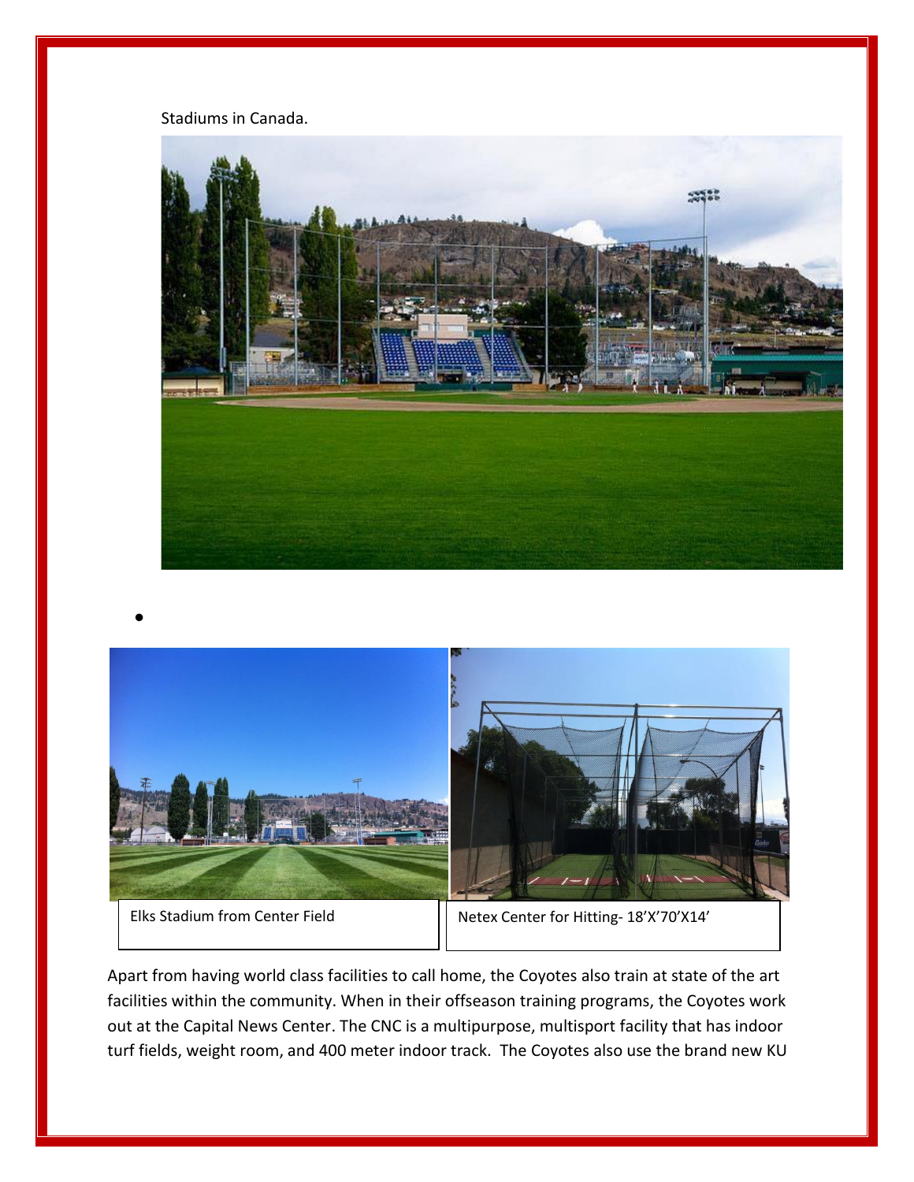Stadiums in Canada.

Elks Stadium from Center Field

Netex Center for Hitting- 18'X'70'X14'

Apart from having world class facilities to call home, the Coyotes also train at state of the art facilities within the community. When in their offseason training programs, the Coyotes work out at the Capital News Center. The CNC is a multipurpose, multisport facility that has indoor turf fields, weight room, and 400 meter indoor track. The Coyotes also use the brand new KU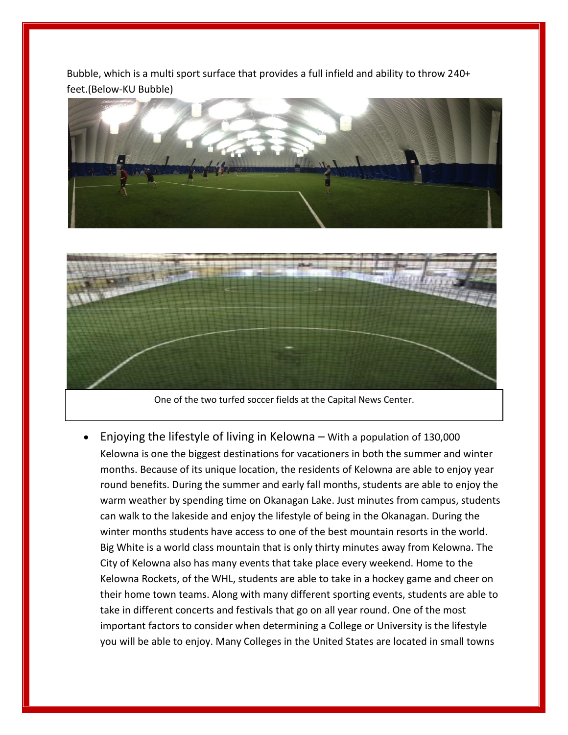Bubble, which is a multi sport surface that provides a full infield and ability to throw 240+ feet.(Below-KU Bubble)

One of the two turfed soccer fields at the Capital News Center.

- Enjoying the lifestyle of living in Kelowna – With a population of 130,000 Kelowna is one the biggest destinations for vacationers in both the summer and winter months. Because of its unique location, the residents of Kelowna are able to enjoy year round benefits. During the summer and early fall months, students are able to enjoy the warm weather by spending time on Okanagan Lake. Just minutes from campus, students can walk to the lakeside and enjoy the lifestyle of being in the Okanagan. During the winter months students have access to one of the best mountain resorts in the world. Big White is a world class mountain that is only thirty minutes away from Kelowna. The City of Kelowna also has many events that take place every weekend. Home to the Kelowna Rockets, of the WHL, students are able to take in a hockey game and cheer on their home town teams. Along with many different sporting events, students are able to take in different concerts and festivals that go on all year round. One of the most important factors to consider when determining a College or University is the lifestyle you will be able to enjoy. Many Colleges in the United States are located in small towns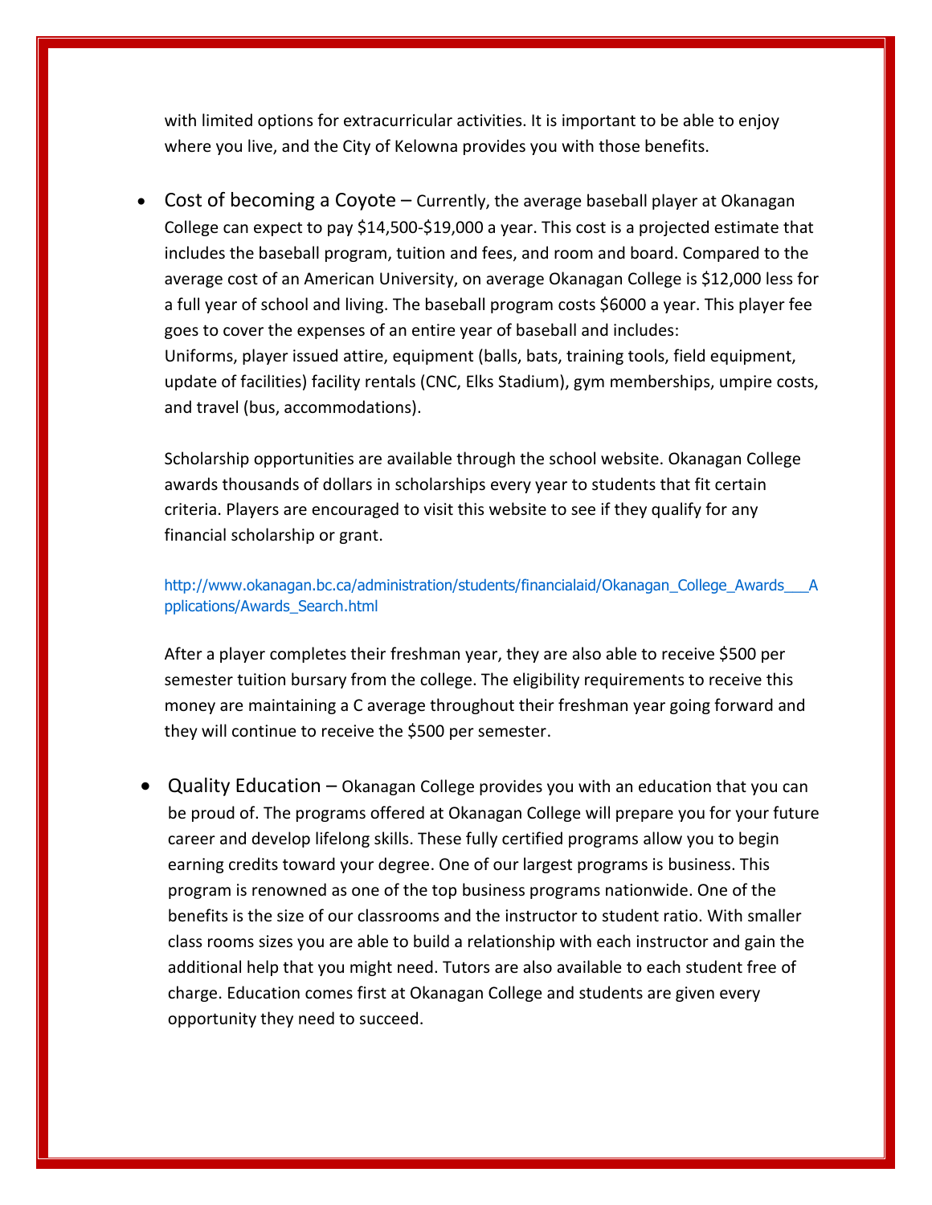with limited options for extracurricular activities. It is important to be able to enjoy where you live, and the City of Kelowna provides you with those benefits.

- Cost of becoming a Coyote – Currently, the average baseball player at Okanagan College can expect to pay $14,500-$19,000 a year. This cost is a projected estimate that includes the baseball program, tuition and fees, and room and board. Compared to the average cost of an American University, on average Okanagan College is $12,000 less for a full year of school and living. The baseball program costs $6000 a year. This player fee goes to cover the expenses of an entire year of baseball and includes: Uniforms, player issued attire, equipment (balls, bats, training tools, field equipment, update of facilities) facility rentals (CNC, Elks Stadium), gym memberships, umpire costs, and travel (bus, accommodations).

  Scholarship opportunities are available through the school website. Okanagan College awards thousands of dollars in scholarships every year to students that fit certain criteria. Players are encouraged to visit this website to see if they qualify for any financial scholarship or grant.

  http://www.okanagan.bc.ca/administration/students/financialaid/Okanagan_College_Awards___Applications/Awards_Search.html

  After a player completes their freshman year, they are also able to receive $500 per semester tuition bursary from the college. The eligibility requirements to receive this money are maintaining a C average throughout their freshman year going forward and they will continue to receive the $500 per semester.

- Quality Education – Okanagan College provides you with an education that you can be proud of. The programs offered at Okanagan College will prepare you for your future career and develop lifelong skills. These fully certified programs allow you to begin earning credits toward your degree. One of our largest programs is business. This program is renowned as one of the top business programs nationwide. One of the benefits is the size of our classrooms and the instructor to student ratio. With smaller class rooms sizes you are able to build a relationship with each instructor and gain the additional help that you might need. Tutors are also available to each student free of charge. Education comes first at Okanagan College and students are given every opportunity they need to succeed.